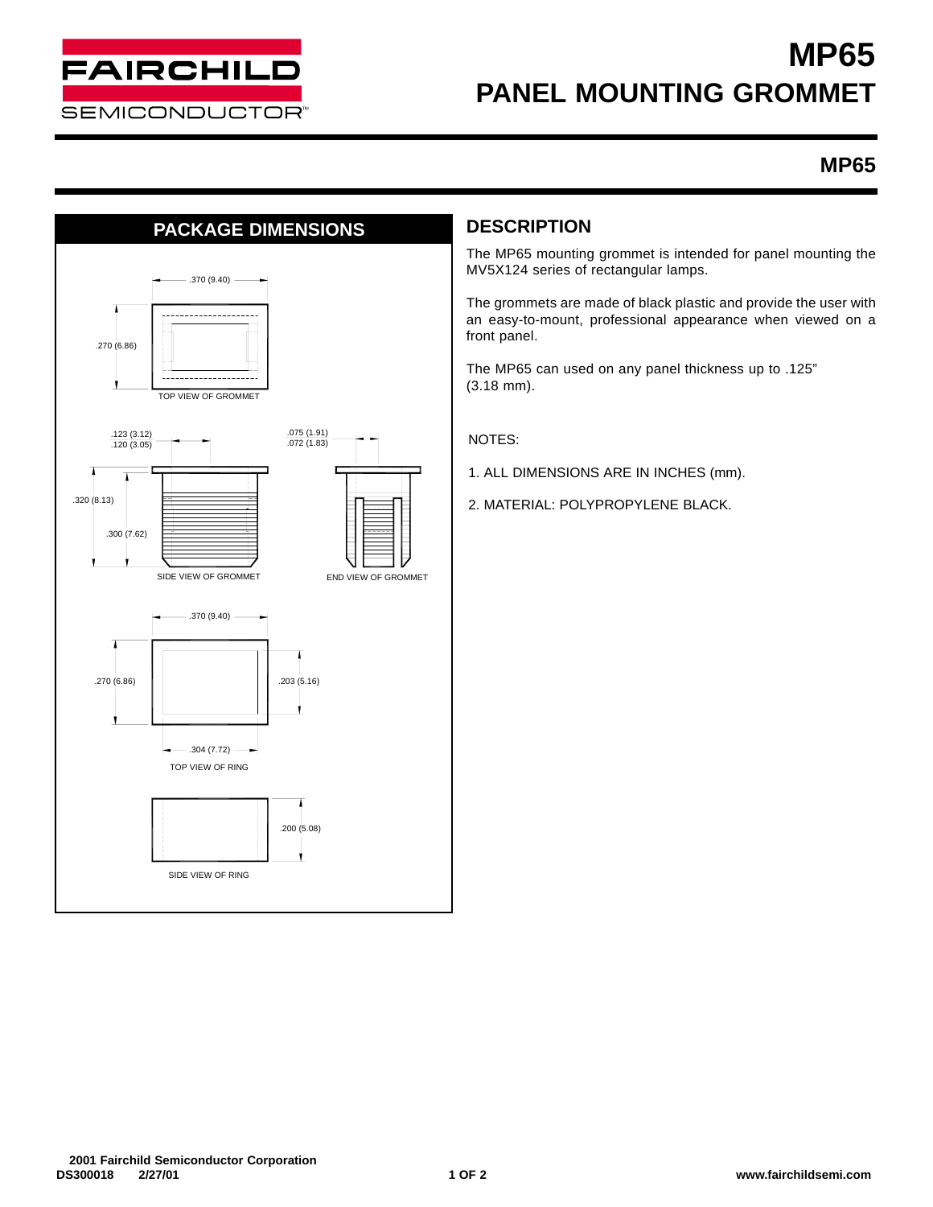# MP65
# PANEL MOUNTING GROMMET

## MP65

## PACKAGE DIMENSIONS

.370 (9.40)

.270 (6.86)

TOP VIEW OF GROMMET

.123 (3.12)
.120 (3.05)

.075 (1.91)
.072 (1.83)

.320 (8.13)

.300 (7.62)

SIDE VIEW OF GROMMET

END VIEW OF GROMMET

.370 (9.40)

.270 (6.86)

.203 (5.16)

.304 (7.72)

TOP VIEW OF RING

.200 (5.08)

SIDE VIEW OF RING

## DESCRIPTION

The MP65 mounting grommet is intended for panel mounting the MV5X124 series of rectangular lamps.

The grommets are made of black plastic and provide the user with an easy-to-mount, professional appearance when viewed on a front panel.

The MP65 can used on any panel thickness up to .125" (3.18 mm).

NOTES:

1. ALL DIMENSIONS ARE IN INCHES (mm).
2. MATERIAL: POLYPROPYLENE BLACK.

2001 Fairchild Semiconductor Corporation
DS300018 2/27/01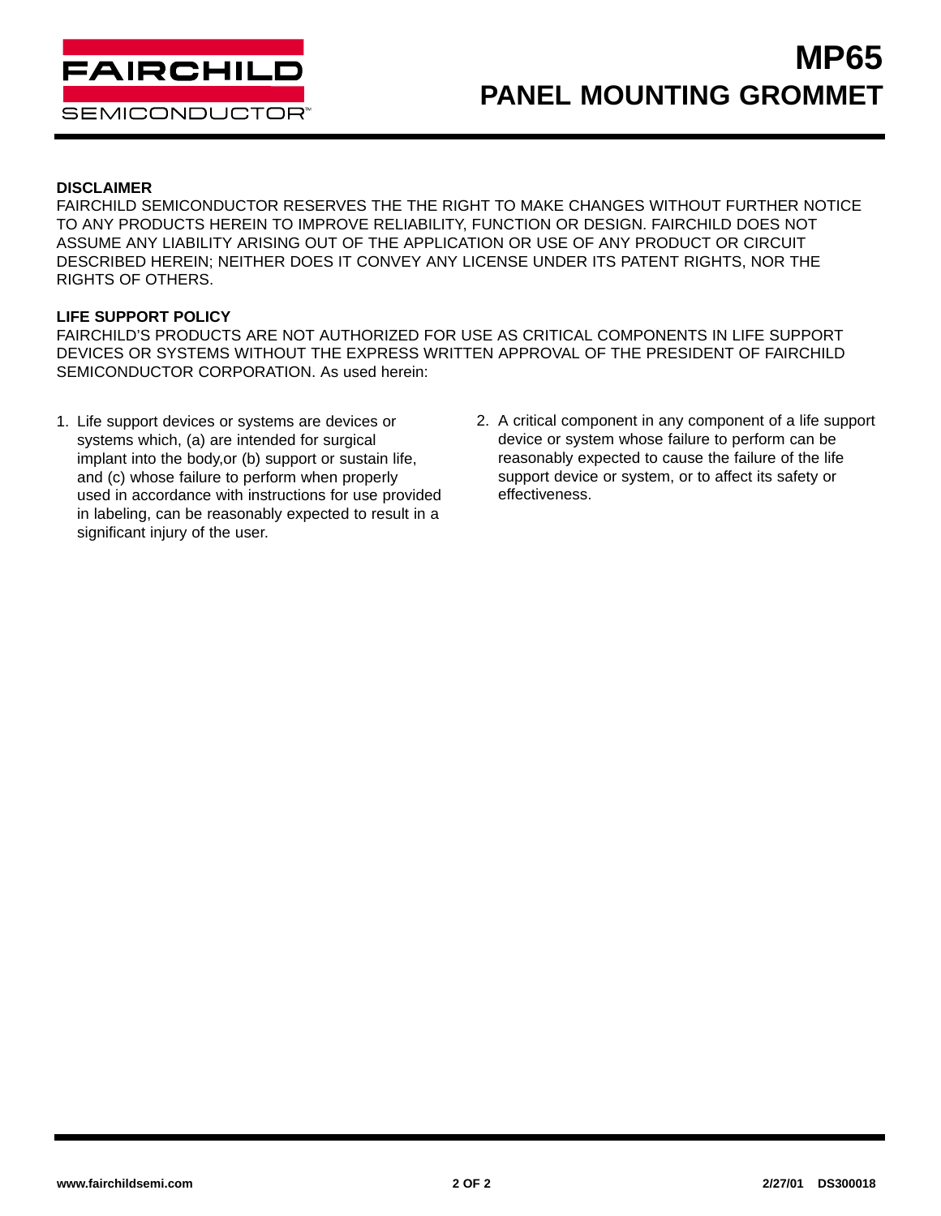**DISCLAIMER**

FAIRCHILD SEMICONDUCTOR RESERVES THE THE RIGHT TO MAKE CHANGES WITHOUT FURTHER NOTICE TO ANY PRODUCTS HEREIN TO IMPROVE RELIABILITY, FUNCTION OR DESIGN. FAIRCHILD DOES NOT ASSUME ANY LIABILITY ARISING OUT OF THE APPLICATION OR USE OF ANY PRODUCT OR CIRCUIT DESCRIBED HEREIN; NEITHER DOES IT CONVEY ANY LICENSE UNDER ITS PATENT RIGHTS, NOR THE RIGHTS OF OTHERS.

**LIFE SUPPORT POLICY**

FAIRCHILD'S PRODUCTS ARE NOT AUTHORIZED FOR USE AS CRITICAL COMPONENTS IN LIFE SUPPORT DEVICES OR SYSTEMS WITHOUT THE EXPRESS WRITTEN APPROVAL OF THE PRESIDENT OF FAIRCHILD SEMICONDUCTOR CORPORATION. As used herein:

1. Life support devices or systems are devices or systems which, (a) are intended for surgical implant into the body,or (b) support or sustain life, and (c) whose failure to perform when properly used in accordance with instructions for use provided in labeling, can be reasonably expected to result in a significant injury of the user.
2. A critical component in any component of a life support device or system whose failure to perform can be reasonably expected to cause the failure of the life support device or system, or to affect its safety or effectiveness.